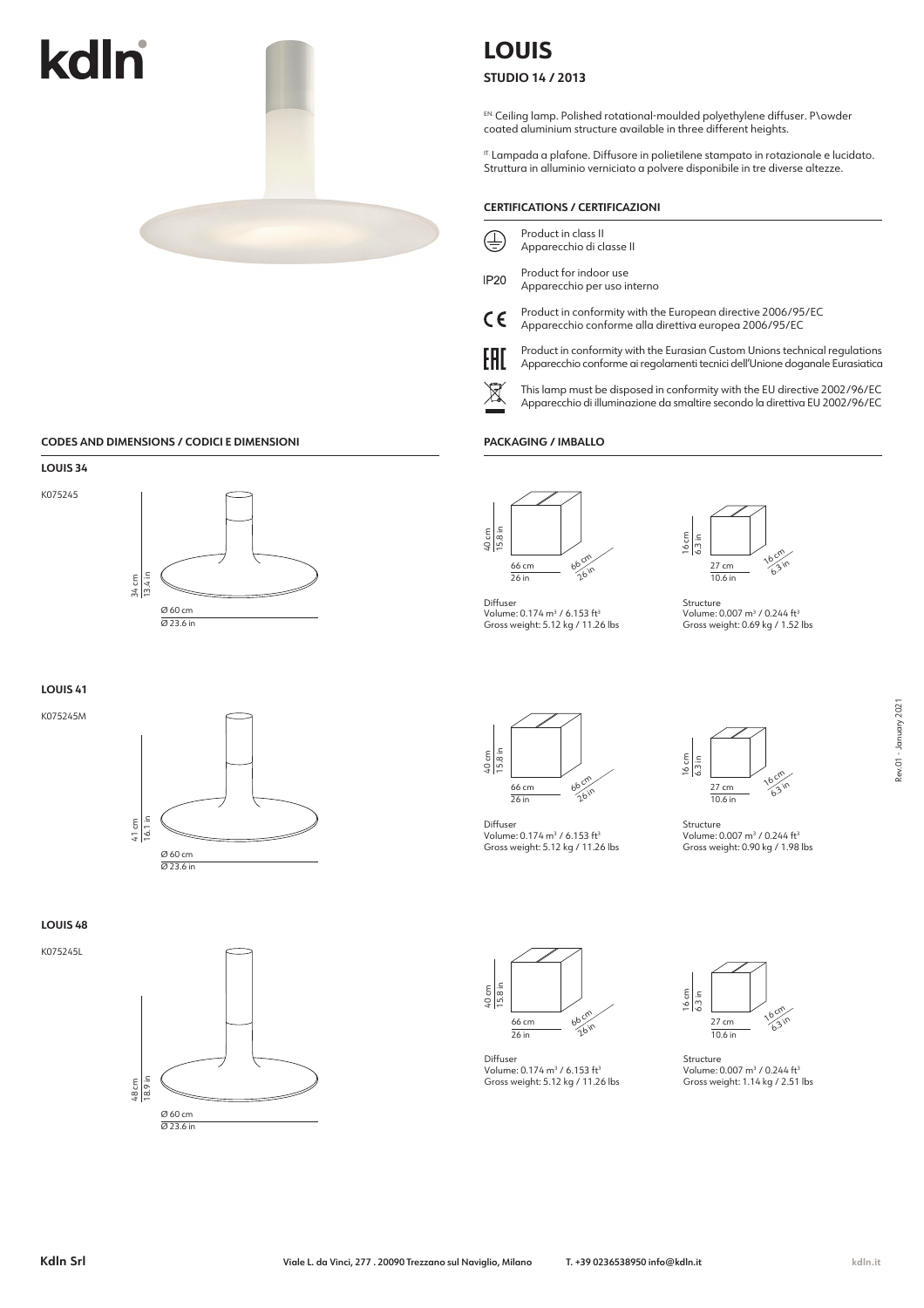# kdln

# LOUIS

**STUDIO 14 / 2013**

EN Ceiling lamp. Polished rotational-moulded polyethylene diffuser. P\owder coated aluminium structure available in three different heights.

IT Lampada a plafone. Diffusore in polietilene stampato in rotazionale e lucidato. Struttura in alluminio verniciato a polvere disponibile in tre diverse altezze.

### CERTIFICATIONS / CERTIFICAZIONI

- Product in class II
  Apparecchio di classe II
- IP20 — Product for indoor use
  Apparecchio per uso interno
- CE — Product in conformity with the European directive 2006/95/EC
  Apparecchio conforme alla direttiva europea 2006/95/EC
- EAC — Product in conformity with the Eurasian Custom Unions technical regulations
  Apparecchio conforme ai regolamenti tecnici dell'Unione doganale Eurasiatica
- This lamp must be disposed in conformity with the EU directive 2002/96/EC
  Apparecchio di illuminazione da smaltire secondo la direttiva EU 2002/96/EC

### CODES AND DIMENSIONS / CODICI E DIMENSIONI

#### LOUIS 34

K075245

34 cm / 13.4 in
Ø 60 cm / Ø 23.6 in

#### LOUIS 41

K075245M

41 cm / 16.1 in
Ø 60 cm / Ø 23.6 in

#### LOUIS 48

K075245L

48 cm / 18.9 in
Ø 60 cm / Ø 23.6 in

### PACKAGING / IMBALLO

**LOUIS 34**

Diffuser (66 cm / 26 in × 66 cm / 26 in × 40 cm / 15.8 in)
Volume: 0.174 m³ / 6.153 ft³
Gross weight: 5.12 kg / 11.26 lbs

Structure (27 cm / 10.6 in × 16 cm / 6.3 in × 16 cm / 6.3 in)
Volume: 0.007 m³ / 0.244 ft³
Gross weight: 0.69 kg / 1.52 lbs

**LOUIS 41**

Diffuser (66 cm / 26 in × 66 cm / 26 in × 40 cm / 15.8 in)
Volume: 0.174 m³ / 6.153 ft³
Gross weight: 5.12 kg / 11.26 lbs

Structure (27 cm / 10.6 in × 16 cm / 6.3 in × 16 cm / 6.3 in)
Volume: 0.007 m³ / 0.244 ft³
Gross weight: 0.90 kg / 1.98 lbs

**LOUIS 48**

Diffuser (66 cm / 26 in × 66 cm / 26 in × 40 cm / 15.8 in)
Volume: 0.174 m³ / 6.153 ft³
Gross weight: 5.12 kg / 11.26 lbs

Structure (27 cm / 10.6 in × 16 cm / 6.3 in × 16 cm / 6.3 in)
Volume: 0.007 m³ / 0.244 ft³
Gross weight: 1.14 kg / 2.51 lbs

Rev.01 - January 2021

**Kdln Srl** Viale L. da Vinci, 277 . 20090 Trezzano sul Naviglio, Milano T. +39 0236538950 info@kdln.it kdln.it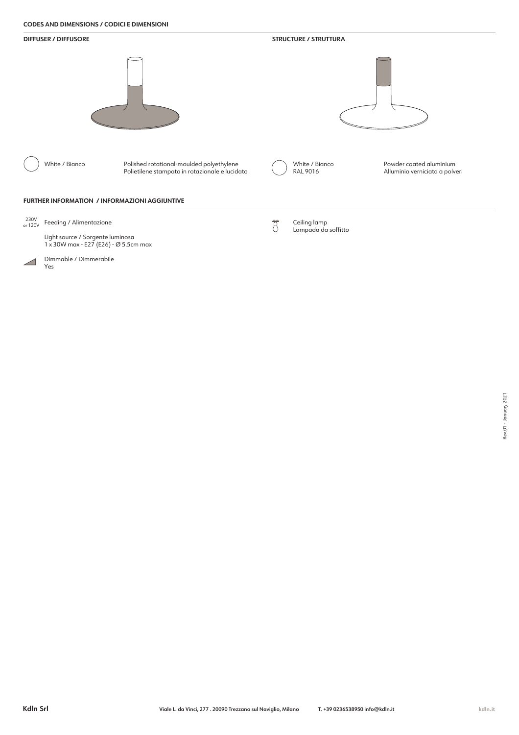## CODES AND DIMENSIONS / CODICI E DIMENSIONI

### DIFFUSER / DIFFUSORE

White / Bianco

Polished rotational-moulded polyethylene
Polietilene stampato in rotazionale e lucidato

### STRUCTURE / STRUTTURA

White / Bianco
RAL 9016

Powder coated aluminium
Alluminio verniciata a polveri

## FURTHER INFORMATION / INFORMAZIONI AGGIUNTIVE

230V or 120V — Feeding / Alimentazione

Light source / Sorgente luminosa
1 x 30W max - E27 (E26) - Ø 5.5cm max

Dimmable / Dimmerabile
Yes

Ceiling lamp
Lampada da soffitto

Rev.01 - January 2021

**Kdln Srl** — Viale L. da Vinci, 277 . 20090 Trezzano sul Naviglio, Milano — T. +39 0236538950 info@kdln.it — kdln.it